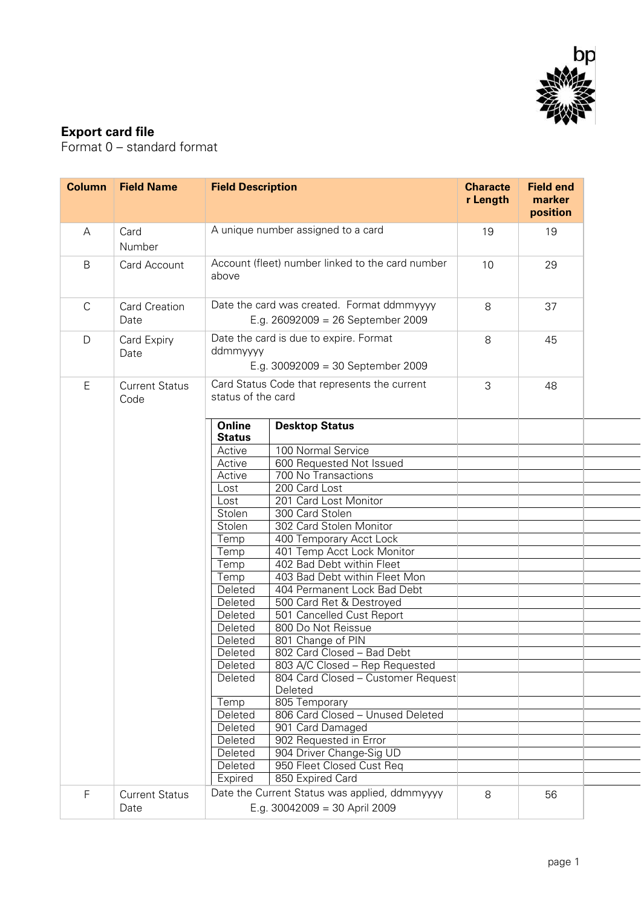# Export card file

Format 0 – standard format

| Column | Field Name | Field Description | Character Length | Field end marker position |
|---|---|---|---|---|
| A | Card Number | A unique number assigned to a card | 19 | 19 |
| B | Card Account | Account (fleet) number linked to the card number above | 10 | 29 |
| C | Card Creation Date | Date the card was created. Format ddmmyyyy E.g. 26092009 = 26 September 2009 | 8 | 37 |
| D | Card Expiry Date | Date the card is due to expire. Format ddmmyyyy E.g. 30092009 = 30 September 2009 | 8 | 45 |
| E | Current Status Code | Card Status Code that represents the current status of the card | 3 | 48 |
| F | Current Status Date | Date the Current Status was applied, ddmmyyyy E.g. 30042009 = 30 April 2009 | 8 | 56 |

| Online Status | Desktop Status |
|---|---|
| Active | 100 Normal Service |
| Active | 600 Requested Not Issued |
| Active | 700 No Transactions |
| Lost | 200 Card Lost |
| Lost | 201 Card Lost Monitor |
| Stolen | 300 Card Stolen |
| Stolen | 302 Card Stolen Monitor |
| Temp | 400 Temporary Acct Lock |
| Temp | 401 Temp Acct Lock Monitor |
| Temp | 402 Bad Debt within Fleet |
| Temp | 403 Bad Debt within Fleet Mon |
| Deleted | 404 Permanent Lock Bad Debt |
| Deleted | 500 Card Ret & Destroyed |
| Deleted | 501 Cancelled Cust Report |
| Deleted | 800 Do Not Reissue |
| Deleted | 801 Change of PIN |
| Deleted | 802 Card Closed – Bad Debt |
| Deleted | 803 A/C Closed – Rep Requested |
| Deleted | 804 Card Closed – Customer Request Deleted |
| Temp | 805 Temporary |
| Deleted | 806 Card Closed – Unused Deleted |
| Deleted | 901 Card Damaged |
| Deleted | 902 Requested in Error |
| Deleted | 904 Driver Change-Sig UD |
| Deleted | 950 Fleet Closed Cust Req |
| Expired | 850 Expired Card |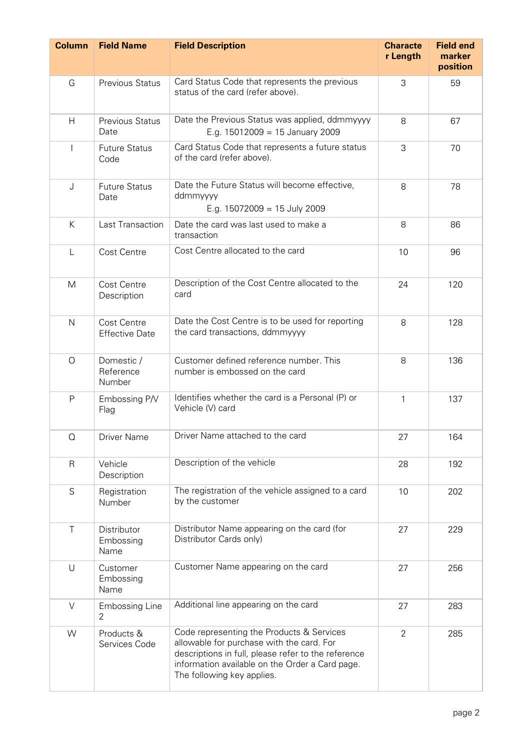| Column | Field Name | Field Description | Character Length | Field end marker position |
|---|---|---|---|---|
| G | Previous Status | Card Status Code that represents the previous status of the card (refer above). | 3 | 59 |
| H | Previous Status Date | Date the Previous Status was applied, ddmmyyyy E.g. 15012009 = 15 January 2009 | 8 | 67 |
| I | Future Status Code | Card Status Code that represents a future status of the card (refer above). | 3 | 70 |
| J | Future Status Date | Date the Future Status will become effective, ddmmyyyy E.g. 15072009 = 15 July 2009 | 8 | 78 |
| K | Last Transaction | Date the card was last used to make a transaction | 8 | 86 |
| L | Cost Centre | Cost Centre allocated to the card | 10 | 96 |
| M | Cost Centre Description | Description of the Cost Centre allocated to the card | 24 | 120 |
| N | Cost Centre Effective Date | Date the Cost Centre is to be used for reporting the card transactions, ddmmyyyy | 8 | 128 |
| O | Domestic / Reference Number | Customer defined reference number. This number is embossed on the card | 8 | 136 |
| P | Embossing P/V Flag | Identifies whether the card is a Personal (P) or Vehicle (V) card | 1 | 137 |
| Q | Driver Name | Driver Name attached to the card | 27 | 164 |
| R | Vehicle Description | Description of the vehicle | 28 | 192 |
| S | Registration Number | The registration of the vehicle assigned to a card by the customer | 10 | 202 |
| T | Distributor Embossing Name | Distributor Name appearing on the card (for Distributor Cards only) | 27 | 229 |
| U | Customer Embossing Name | Customer Name appearing on the card | 27 | 256 |
| V | Embossing Line 2 | Additional line appearing on the card | 27 | 283 |
| W | Products & Services Code | Code representing the Products & Services allowable for purchase with the card. For descriptions in full, please refer to the reference information available on the Order a Card page. The following key applies. | 2 | 285 |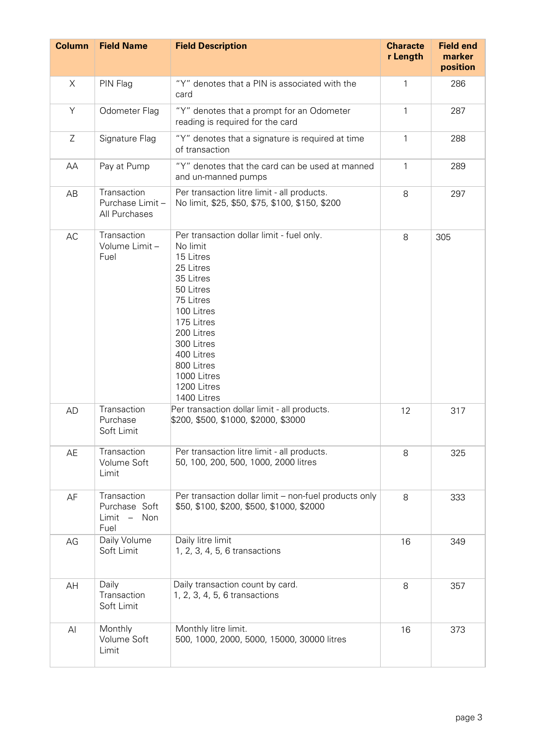| Column | Field Name | Field Description | Character Length | Field end marker position |
|---|---|---|---|---|
| X | PIN Flag | "Y" denotes that a PIN is associated with the card | 1 | 286 |
| Y | Odometer Flag | "Y" denotes that a prompt for an Odometer reading is required for the card | 1 | 287 |
| Z | Signature Flag | "Y" denotes that a signature is required at time of transaction | 1 | 288 |
| AA | Pay at Pump | "Y" denotes that the card can be used at manned and un-manned pumps | 1 | 289 |
| AB | Transaction Purchase Limit – All Purchases | Per transaction litre limit - all products.<br>No limit, $25, $50, $75, $100, $150, $200 | 8 | 297 |
| AC | Transaction Volume Limit – Fuel | Per transaction dollar limit - fuel only.<br>No limit<br>15 Litres<br>25 Litres<br>35 Litres<br>50 Litres<br>75 Litres<br>100 Litres<br>175 Litres<br>200 Litres<br>300 Litres<br>400 Litres<br>800 Litres<br>1000 Litres<br>1200 Litres<br>1400 Litres | 8 | 305 |
| AD | Transaction Purchase Soft Limit | Per transaction dollar limit - all products.<br>$200, $500, $1000, $2000, $3000 | 12 | 317 |
| AE | Transaction Volume Soft Limit | Per transaction litre limit - all products.<br>50, 100, 200, 500, 1000, 2000 litres | 8 | 325 |
| AF | Transaction Purchase Soft Limit – Non Fuel | Per transaction dollar limit – non-fuel products only<br>$50, $100, $200, $500, $1000, $2000 | 8 | 333 |
| AG | Daily Volume Soft Limit | Daily litre limit<br>1, 2, 3, 4, 5, 6 transactions | 16 | 349 |
| AH | Daily Transaction Soft Limit | Daily transaction count by card.<br>1, 2, 3, 4, 5, 6 transactions | 8 | 357 |
| AI | Monthly Volume Soft Limit | Monthly litre limit.<br>500, 1000, 2000, 5000, 15000, 30000 litres | 16 | 373 |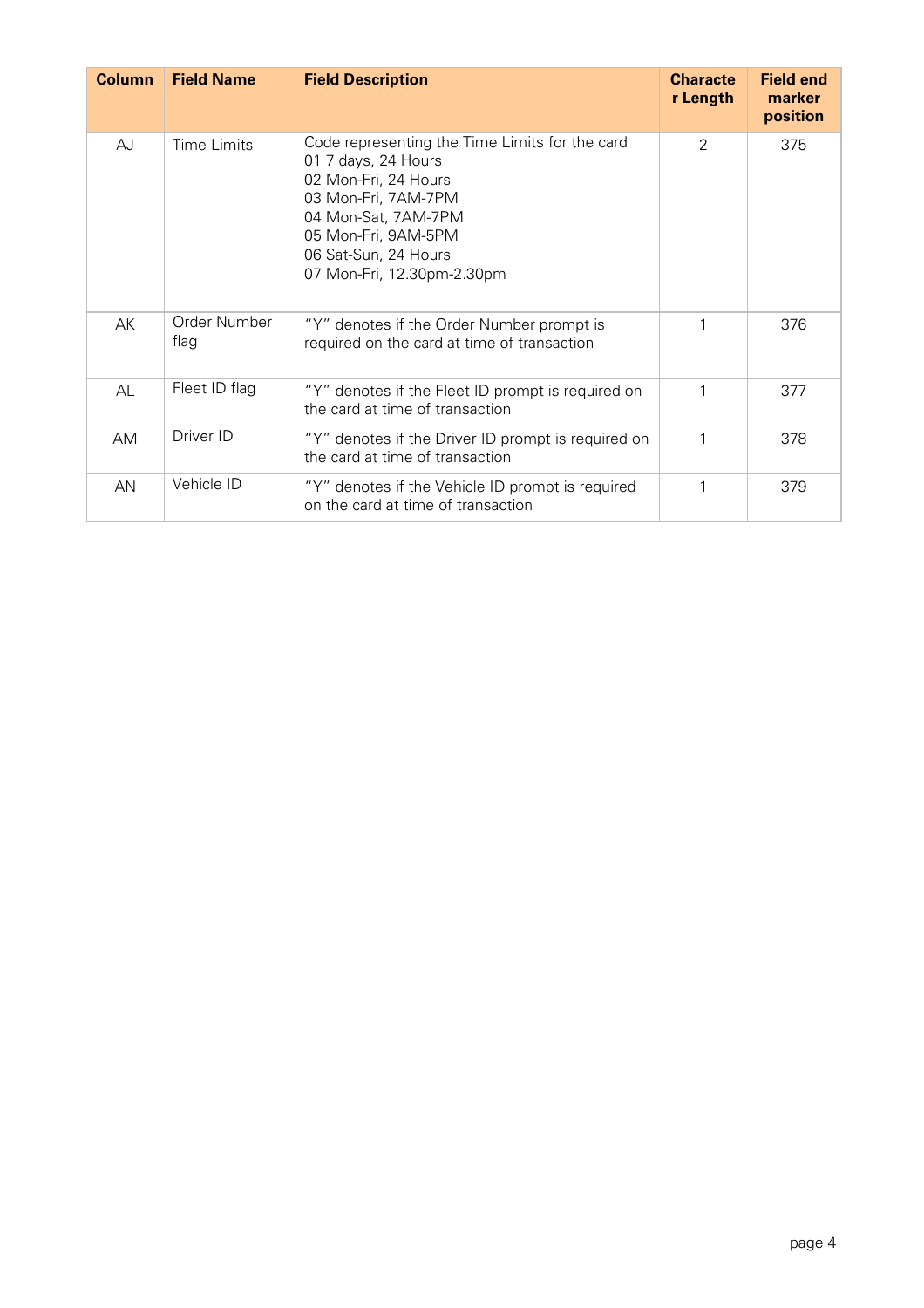| Column | Field Name | Field Description | Character Length | Field end marker position |
|---|---|---|---|---|
| AJ | Time Limits | Code representing the Time Limits for the card<br>01 7 days, 24 Hours<br>02 Mon-Fri, 24 Hours<br>03 Mon-Fri, 7AM-7PM<br>04 Mon-Sat, 7AM-7PM<br>05 Mon-Fri, 9AM-5PM<br>06 Sat-Sun, 24 Hours<br>07 Mon-Fri, 12.30pm-2.30pm | 2 | 375 |
| AK | Order Number flag | "Y" denotes if the Order Number prompt is required on the card at time of transaction | 1 | 376 |
| AL | Fleet ID flag | "Y" denotes if the Fleet ID prompt is required on the card at time of transaction | 1 | 377 |
| AM | Driver ID | "Y" denotes if the Driver ID prompt is required on the card at time of transaction | 1 | 378 |
| AN | Vehicle ID | "Y" denotes if the Vehicle ID prompt is required on the card at time of transaction | 1 | 379 |